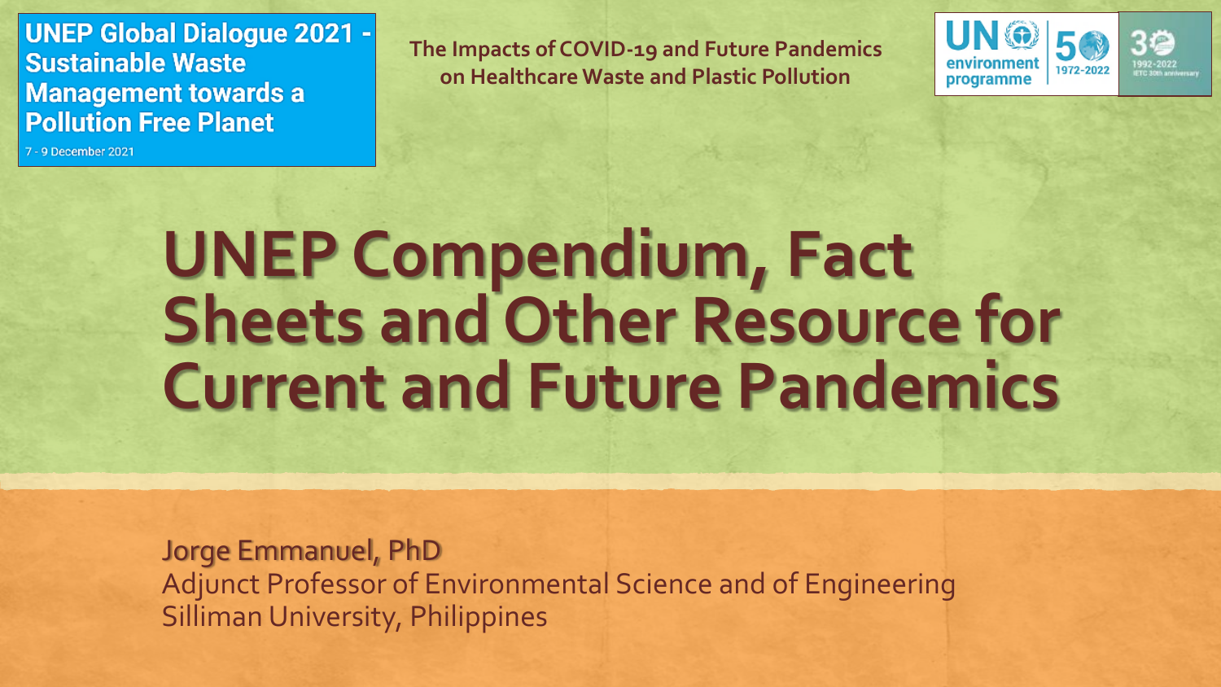**UNEP Global Dialogue 2021 - Sustainable Waste Management towards a Pollution Free Planet**

7 - 9 December 2021

**The Impacts of COVID-19 and Future Pandemics on Healthcare Waste and Plastic Pollution**

UN environment programme 50 1972-2022

30 1992-2022 IETC 30th anniversary

# UNEP Compendium, Fact Sheets and Other Resource for Current and Future Pandemics

**Jorge Emmanuel, PhD**

Adjunct Professor of Environmental Science and of Engineering

Silliman University, Philippines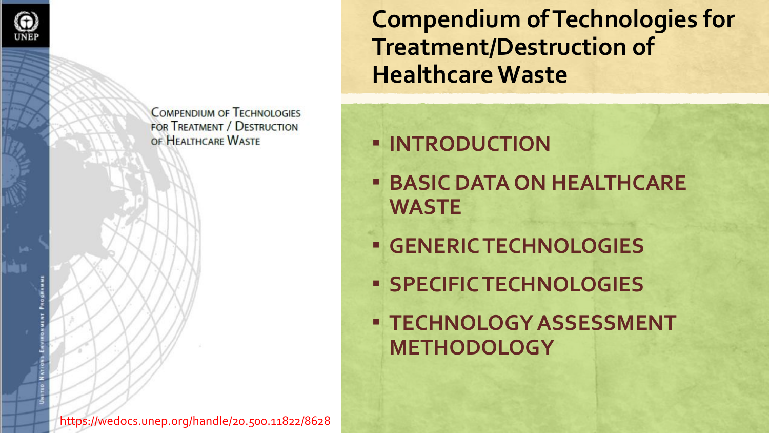UNEP

COMPENDIUM OF TECHNOLOGIES FOR TREATMENT / DESTRUCTION OF HEALTHCARE WASTE

UNITED NATIONS ENVIRONMENT PROGRAMME

https://wedocs.unep.org/handle/20.500.11822/8628

# Compendium of Technologies for Treatment/Destruction of Healthcare Waste

- **INTRODUCTION**
- **BASIC DATA ON HEALTHCARE WASTE**
- **GENERIC TECHNOLOGIES**
- **SPECIFIC TECHNOLOGIES**
- **TECHNOLOGY ASSESSMENT METHODOLOGY**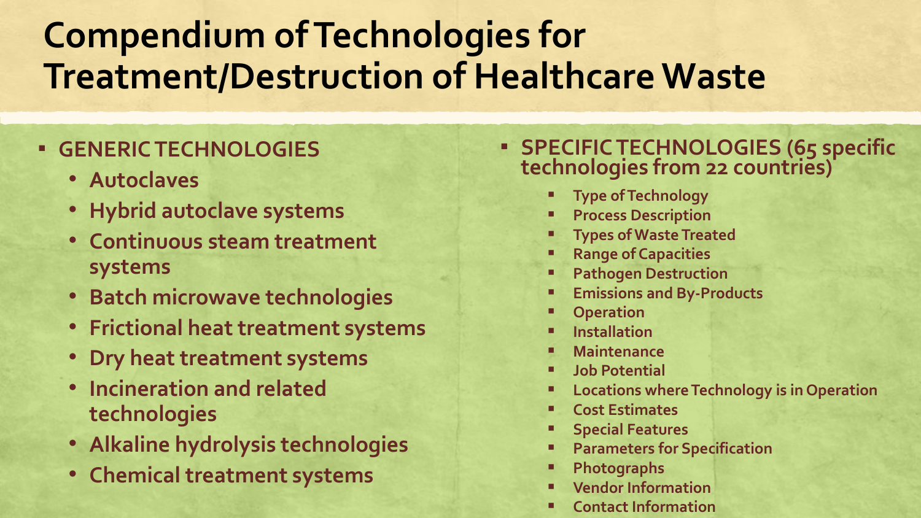# Compendium of Technologies for Treatment/Destruction of Healthcare Waste

- **GENERIC TECHNOLOGIES**
  - **Autoclaves**
  - **Hybrid autoclave systems**
  - **Continuous steam treatment systems**
  - **Batch microwave technologies**
  - **Frictional heat treatment systems**
  - **Dry heat treatment systems**
  - **Incineration and related technologies**
  - **Alkaline hydrolysis technologies**
  - **Chemical treatment systems**

- **SPECIFIC TECHNOLOGIES (65 specific technologies from 22 countries)**
  - **Type of Technology**
  - **Process Description**
  - **Types of Waste Treated**
  - **Range of Capacities**
  - **Pathogen Destruction**
  - **Emissions and By-Products**
  - **Operation**
  - **Installation**
  - **Maintenance**
  - **Job Potential**
  - **Locations where Technology is in Operation**
  - **Cost Estimates**
  - **Special Features**
  - **Parameters for Specification**
  - **Photographs**
  - **Vendor Information**
  - **Contact Information**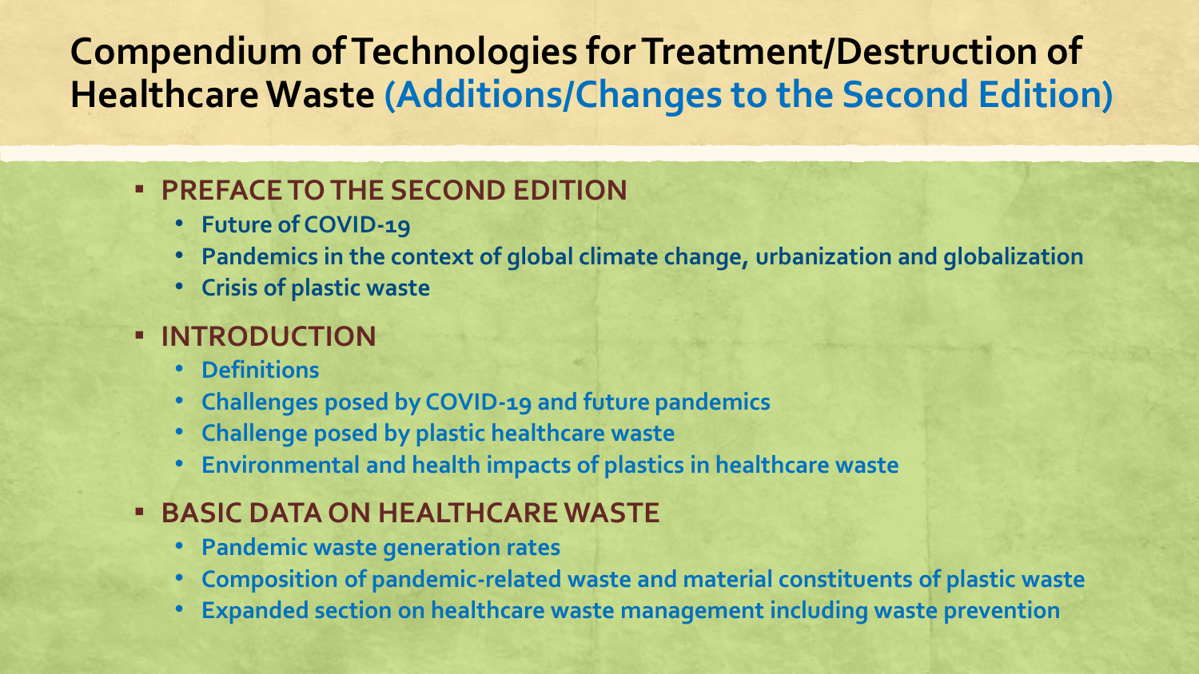# Compendium of Technologies for Treatment/Destruction of Healthcare Waste (Additions/Changes to the Second Edition)

- **PREFACE TO THE SECOND EDITION**
  - **Future of COVID-19**
  - **Pandemics in the context of global climate change, urbanization and globalization**
  - **Crisis of plastic waste**
- **INTRODUCTION**
  - **Definitions**
  - **Challenges posed by COVID-19 and future pandemics**
  - **Challenge posed by plastic healthcare waste**
  - **Environmental and health impacts of plastics in healthcare waste**
- **BASIC DATA ON HEALTHCARE WASTE**
  - **Pandemic waste generation rates**
  - **Composition of pandemic-related waste and material constituents of plastic waste**
  - **Expanded section on healthcare waste management including waste prevention**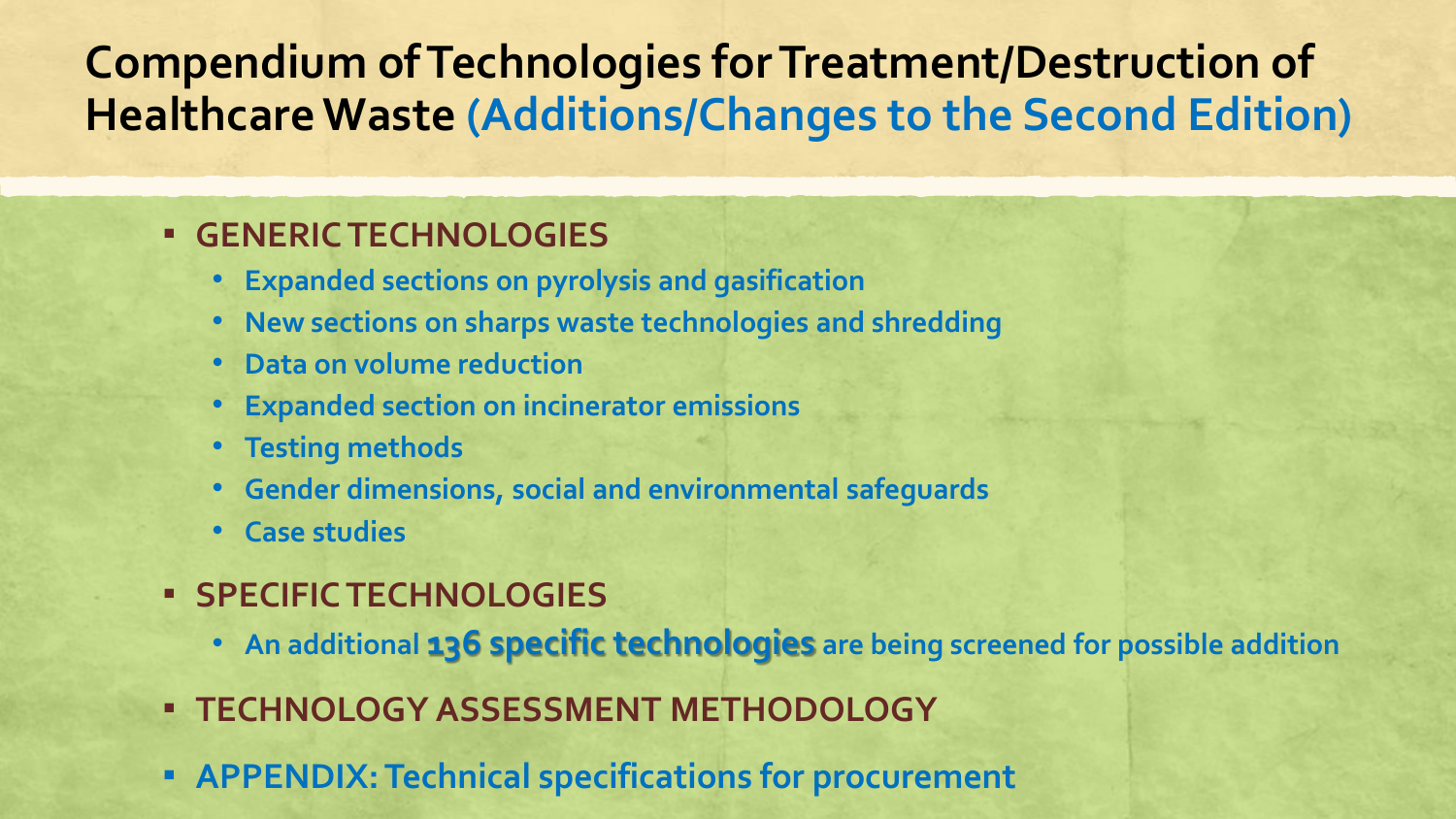# Compendium of Technologies for Treatment/Destruction of Healthcare Waste (Additions/Changes to the Second Edition)

- **GENERIC TECHNOLOGIES**
  - **Expanded sections on pyrolysis and gasification**
  - **New sections on sharps waste technologies and shredding**
  - **Data on volume reduction**
  - **Expanded section on incinerator emissions**
  - **Testing methods**
  - **Gender dimensions, social and environmental safeguards**
  - **Case studies**
- **SPECIFIC TECHNOLOGIES**
  - **An additional 136 specific technologies are being screened for possible addition**
- **TECHNOLOGY ASSESSMENT METHODOLOGY**
- **APPENDIX: Technical specifications for procurement**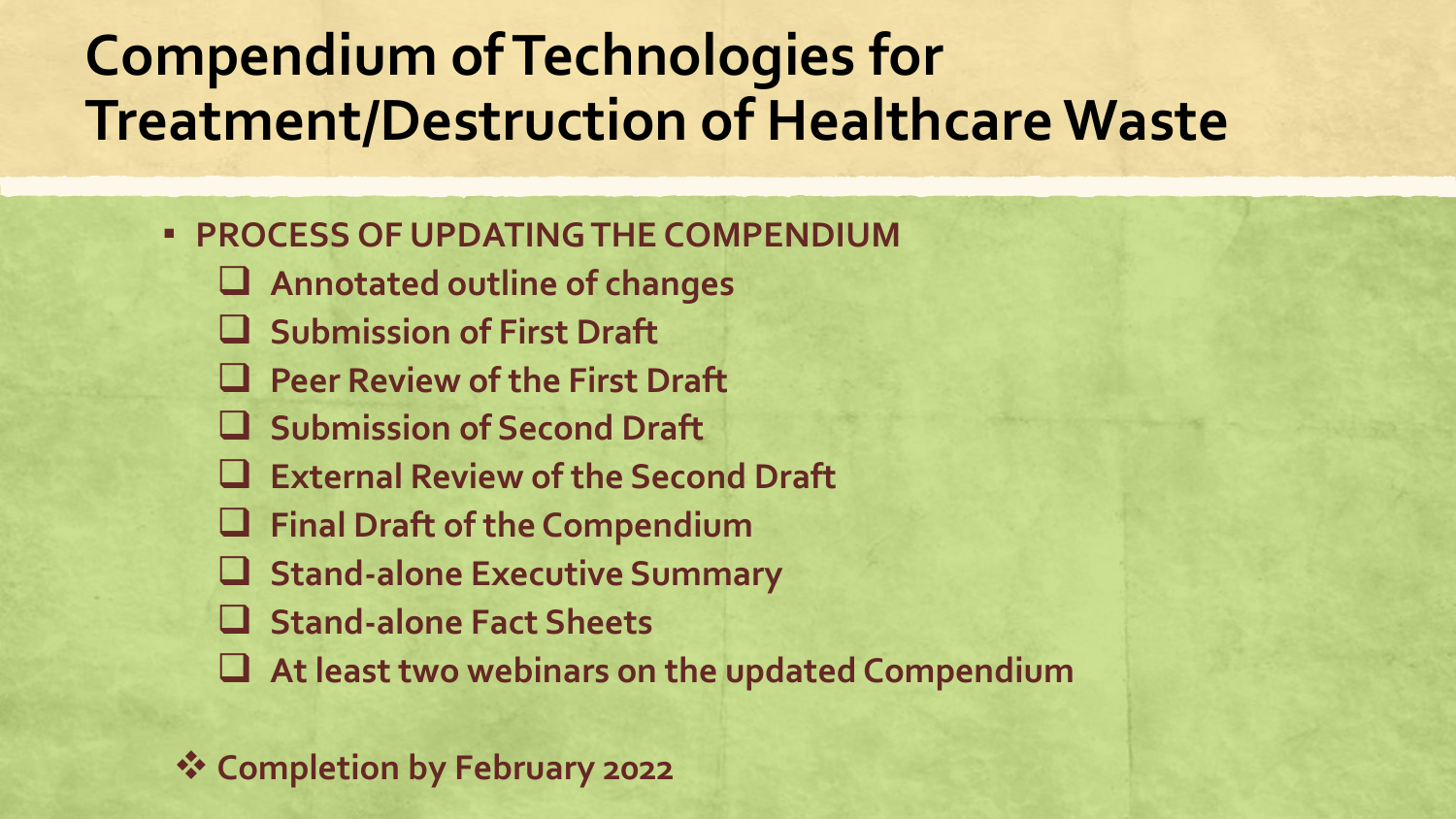# Compendium of Technologies for Treatment/Destruction of Healthcare Waste

- **PROCESS OF UPDATING THE COMPENDIUM**
  - **Annotated outline of changes**
  - **Submission of First Draft**
  - **Peer Review of the First Draft**
  - **Submission of Second Draft**
  - **External Review of the Second Draft**
  - **Final Draft of the Compendium**
  - **Stand-alone Executive Summary**
  - **Stand-alone Fact Sheets**
  - **At least two webinars on the updated Compendium**

❖ **Completion by February 2022**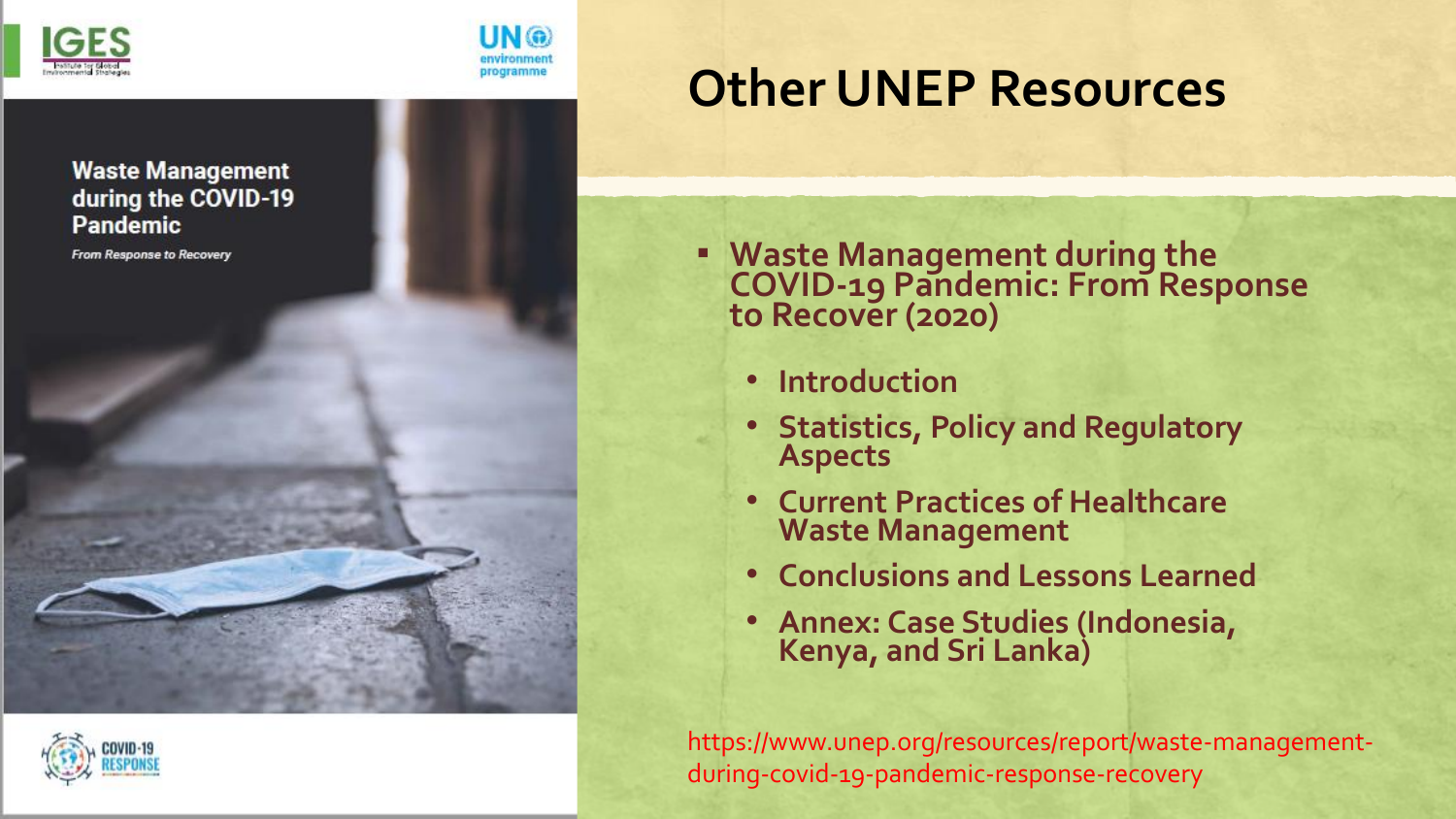# Other UNEP Resources

- **Waste Management during the COVID-19 Pandemic: From Response to Recover (2020)**
  - **Introduction**
  - **Statistics, Policy and Regulatory Aspects**
  - **Current Practices of Healthcare Waste Management**
  - **Conclusions and Lessons Learned**
  - **Annex: Case Studies (Indonesia, Kenya, and Sri Lanka)**

https://www.unep.org/resources/report/waste-management-during-covid-19-pandemic-response-recovery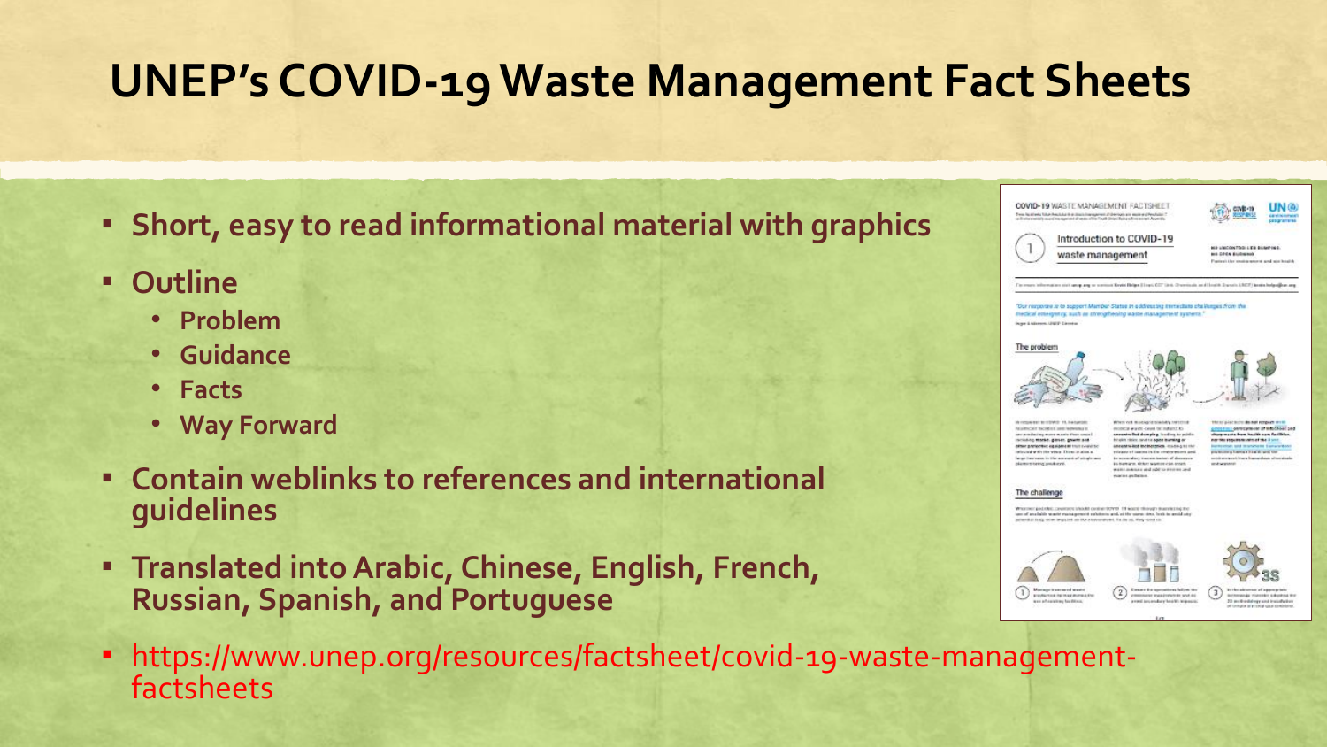# UNEP's COVID-19 Waste Management Fact Sheets

- **Short, easy to read informational material with graphics**
- **Outline**
  - **Problem**
  - **Guidance**
  - **Facts**
  - **Way Forward**
- **Contain weblinks to references and international guidelines**
- **Translated into Arabic, Chinese, English, French, Russian, Spanish, and Portuguese**

- https://www.unep.org/resources/factsheet/covid-19-waste-management-factsheets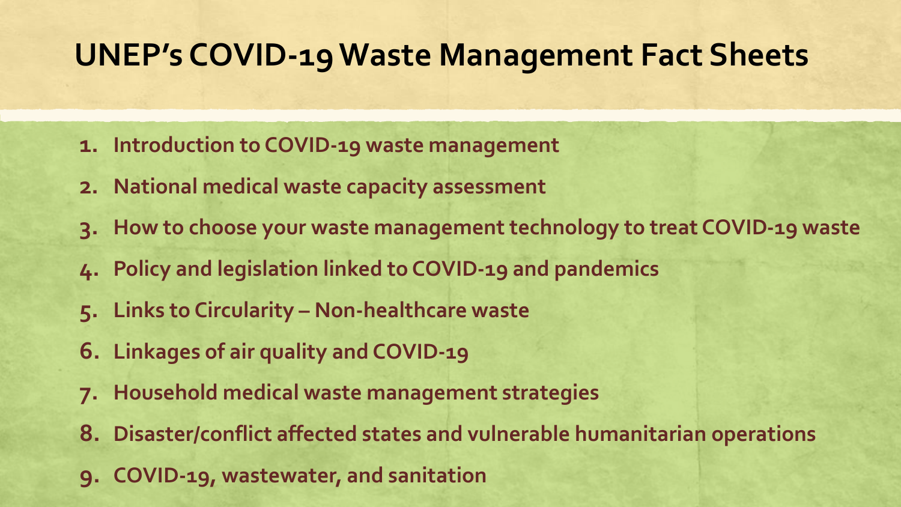# UNEP's COVID-19 Waste Management Fact Sheets

1. **Introduction to COVID-19 waste management**
2. **National medical waste capacity assessment**
3. **How to choose your waste management technology to treat COVID-19 waste**
4. **Policy and legislation linked to COVID-19 and pandemics**
5. **Links to Circularity – Non-healthcare waste**
6. **Linkages of air quality and COVID-19**
7. **Household medical waste management strategies**
8. **Disaster/conflict affected states and vulnerable humanitarian operations**
9. **COVID-19, wastewater, and sanitation**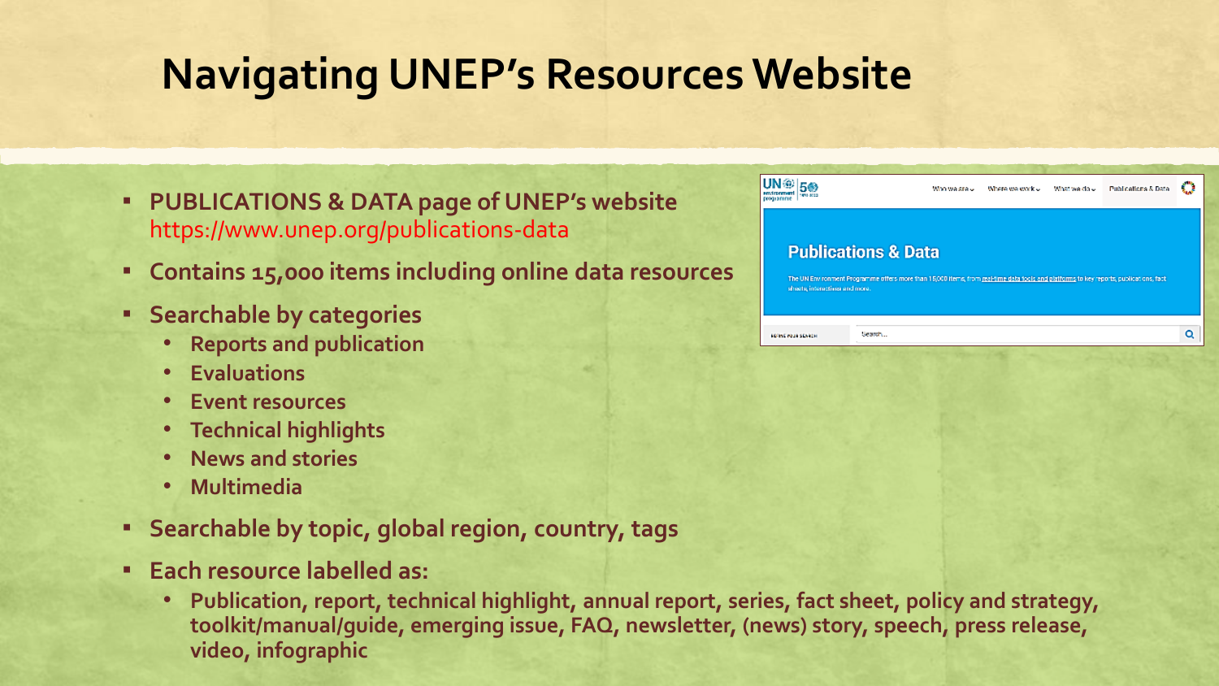# Navigating UNEP's Resources Website

- **PUBLICATIONS & DATA page of UNEP's website**
  https://www.unep.org/publications-data
- **Contains 15,000 items including online data resources**
- **Searchable by categories**
  - **Reports and publication**
  - **Evaluations**
  - **Event resources**
  - **Technical highlights**
  - **News and stories**
  - **Multimedia**
- **Searchable by topic, global region, country, tags**
- **Each resource labelled as:**
  - **Publication, report, technical highlight, annual report, series, fact sheet, policy and strategy, toolkit/manual/guide, emerging issue, FAQ, newsletter, (news) story, speech, press release, video, infographic**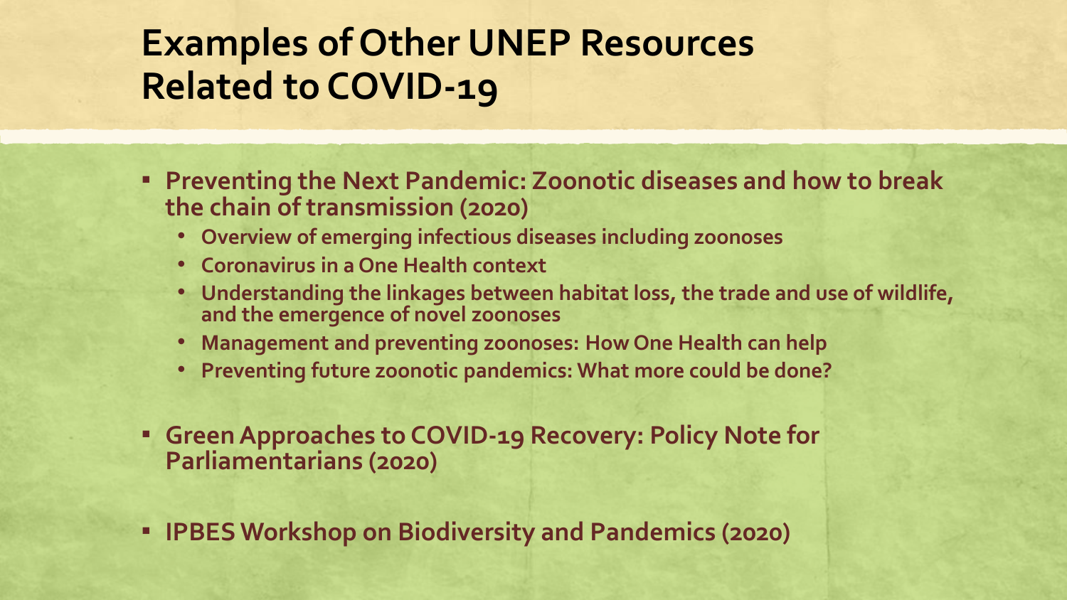# Examples of Other UNEP Resources Related to COVID-19

- **Preventing the Next Pandemic: Zoonotic diseases and how to break the chain of transmission (2020)**
  - Overview of emerging infectious diseases including zoonoses
  - Coronavirus in a One Health context
  - Understanding the linkages between habitat loss, the trade and use of wildlife, and the emergence of novel zoonoses
  - Management and preventing zoonoses: How One Health can help
  - Preventing future zoonotic pandemics: What more could be done?

- **Green Approaches to COVID-19 Recovery: Policy Note for Parliamentarians (2020)**

- **IPBES Workshop on Biodiversity and Pandemics (2020)**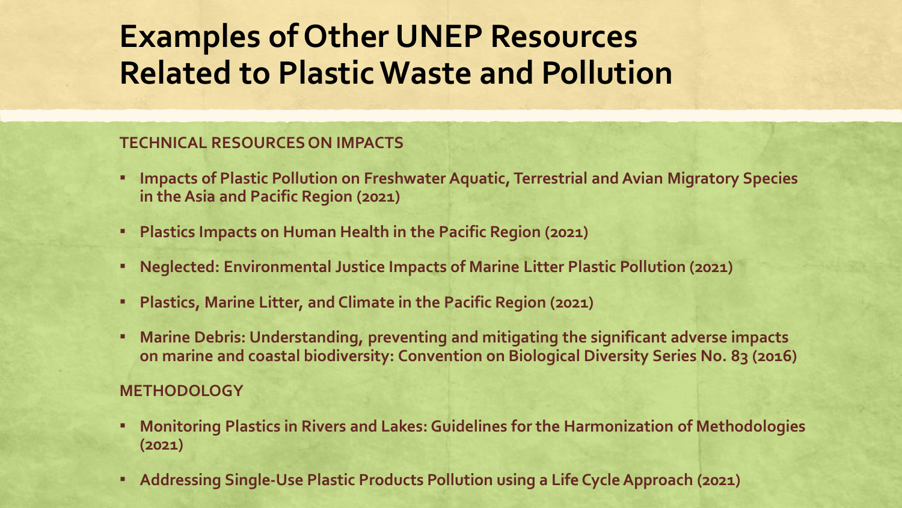# Examples of Other UNEP Resources Related to Plastic Waste and Pollution

**TECHNICAL RESOURCES ON IMPACTS**

- **Impacts of Plastic Pollution on Freshwater Aquatic, Terrestrial and Avian Migratory Species in the Asia and Pacific Region (2021)**
- **Plastics Impacts on Human Health in the Pacific Region (2021)**
- **Neglected: Environmental Justice Impacts of Marine Litter Plastic Pollution (2021)**
- **Plastics, Marine Litter, and Climate in the Pacific Region (2021)**
- **Marine Debris: Understanding, preventing and mitigating the significant adverse impacts on marine and coastal biodiversity: Convention on Biological Diversity Series No. 83 (2016)**

**METHODOLOGY**

- **Monitoring Plastics in Rivers and Lakes: Guidelines for the Harmonization of Methodologies (2021)**
- **Addressing Single-Use Plastic Products Pollution using a Life Cycle Approach (2021)**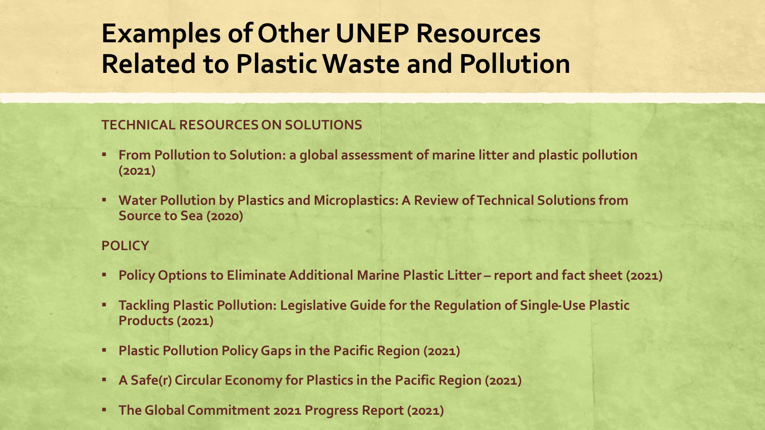# Examples of Other UNEP Resources Related to Plastic Waste and Pollution

**TECHNICAL RESOURCES ON SOLUTIONS**

- **From Pollution to Solution: a global assessment of marine litter and plastic pollution (2021)**
- **Water Pollution by Plastics and Microplastics: A Review of Technical Solutions from Source to Sea (2020)**

**POLICY**

- **Policy Options to Eliminate Additional Marine Plastic Litter – report and fact sheet (2021)**
- **Tackling Plastic Pollution: Legislative Guide for the Regulation of Single-Use Plastic Products (2021)**
- **Plastic Pollution Policy Gaps in the Pacific Region (2021)**
- **A Safe(r) Circular Economy for Plastics in the Pacific Region (2021)**
- **The Global Commitment 2021 Progress Report (2021)**